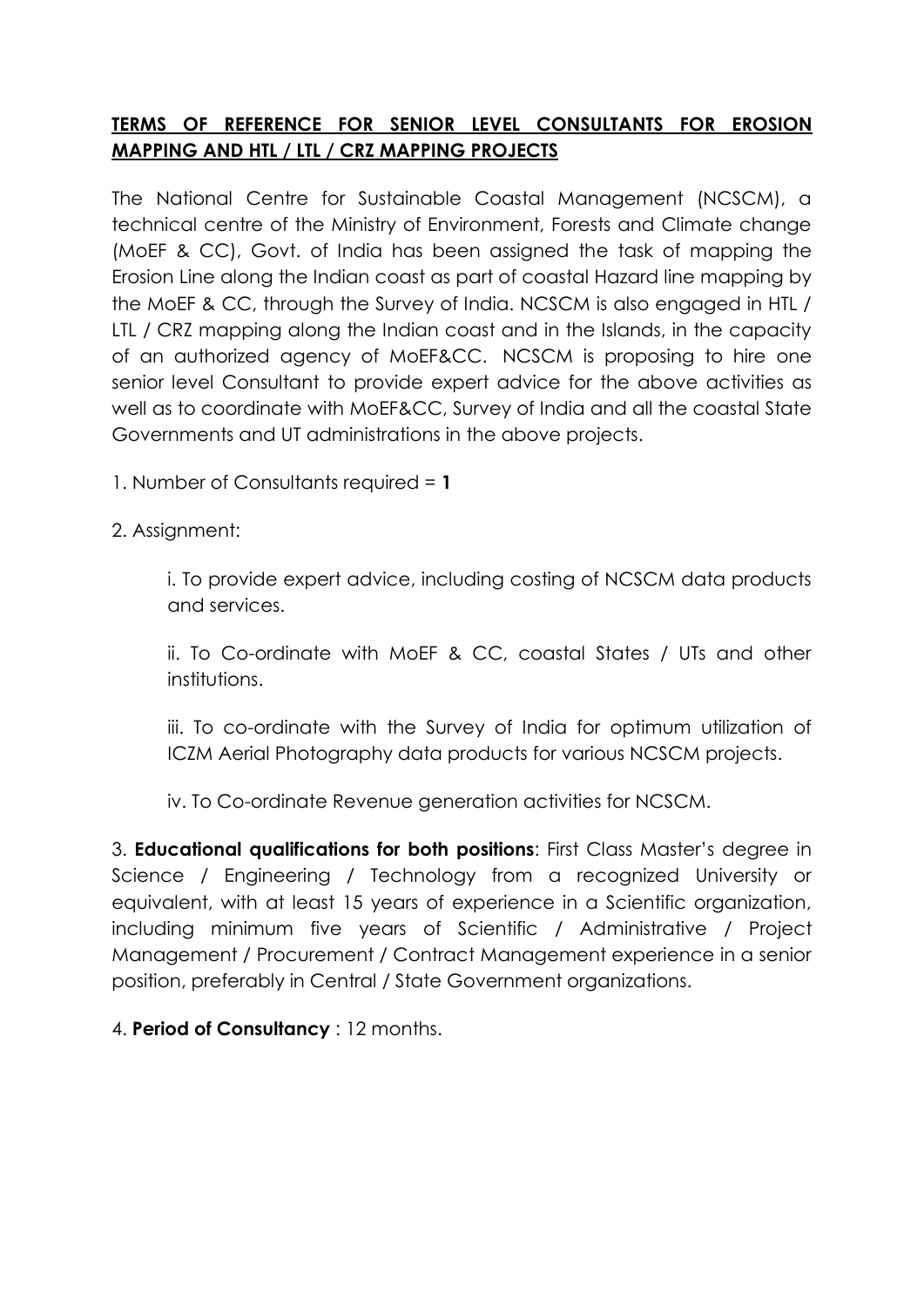## TERMS OF REFERENCE FOR SENIOR LEVEL CONSULTANTS FOR EROSION MAPPING AND HTL / LTL / CRZ MAPPING PROJECTS

The National Centre for Sustainable Coastal Management (NCSCM), a technical centre of the Ministry of Environment, Forests and Climate change (MoEF & CC), Govt. of India has been assigned the task of mapping the Erosion Line along the Indian coast as part of coastal Hazard line mapping by the MoEF & CC, through the Survey of India. NCSCM is also engaged in HTL / LTL / CRZ mapping along the Indian coast and in the Islands, in the capacity of an authorized agency of MoEF&CC. NCSCM is proposing to hire one senior level Consultant to provide expert advice for the above activities as well as to coordinate with MoEF&CC, Survey of India and all the coastal State Governments and UT administrations in the above projects.

1. Number of Consultants required = **1**

2. Assignment:

   i. To provide expert advice, including costing of NCSCM data products and services.

   ii. To Co-ordinate with MoEF & CC, coastal States / UTs and other institutions.

   iii. To co-ordinate with the Survey of India for optimum utilization of ICZM Aerial Photography data products for various NCSCM projects.

   iv. To Co-ordinate Revenue generation activities for NCSCM.

3. **Educational qualifications for both positions**: First Class Master's degree in Science / Engineering / Technology from a recognized University or equivalent, with at least 15 years of experience in a Scientific organization, including minimum five years of Scientific / Administrative / Project Management / Procurement / Contract Management experience in a senior position, preferably in Central / State Government organizations.

4. **Period of Consultancy** : 12 months.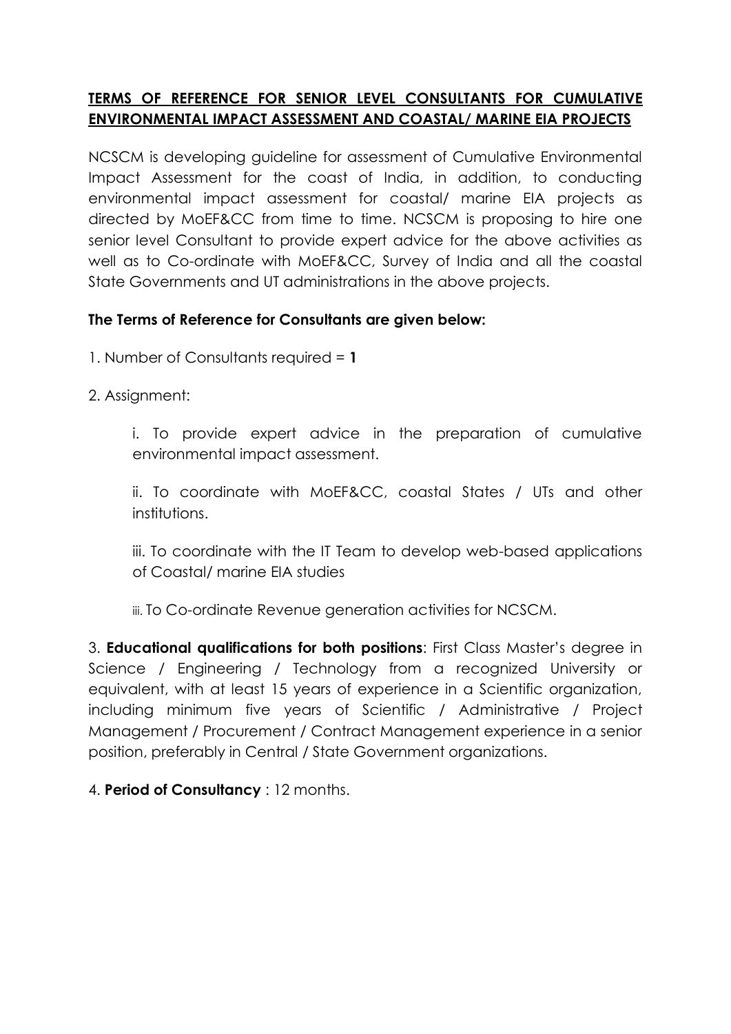**TERMS OF REFERENCE FOR SENIOR LEVEL CONSULTANTS FOR CUMULATIVE ENVIRONMENTAL IMPACT ASSESSMENT AND COASTAL/ MARINE EIA PROJECTS**

NCSCM is developing guideline for assessment of Cumulative Environmental Impact Assessment for the coast of India, in addition, to conducting environmental impact assessment for coastal/ marine EIA projects as directed by MoEF&CC from time to time. NCSCM is proposing to hire one senior level Consultant to provide expert advice for the above activities as well as to Co-ordinate with MoEF&CC, Survey of India and all the coastal State Governments and UT administrations in the above projects.

**The Terms of Reference for Consultants are given below:**

1. Number of Consultants required = **1**

2. Assignment:

   i. To provide expert advice in the preparation of cumulative environmental impact assessment.

   ii. To coordinate with MoEF&CC, coastal States / UTs and other institutions.

   iii. To coordinate with the IT Team to develop web-based applications of Coastal/ marine EIA studies

   iii. To Co-ordinate Revenue generation activities for NCSCM.

3. **Educational qualifications for both positions**: First Class Master's degree in Science / Engineering / Technology from a recognized University or equivalent, with at least 15 years of experience in a Scientific organization, including minimum five years of Scientific / Administrative / Project Management / Procurement / Contract Management experience in a senior position, preferably in Central / State Government organizations.

4. **Period of Consultancy** : 12 months.